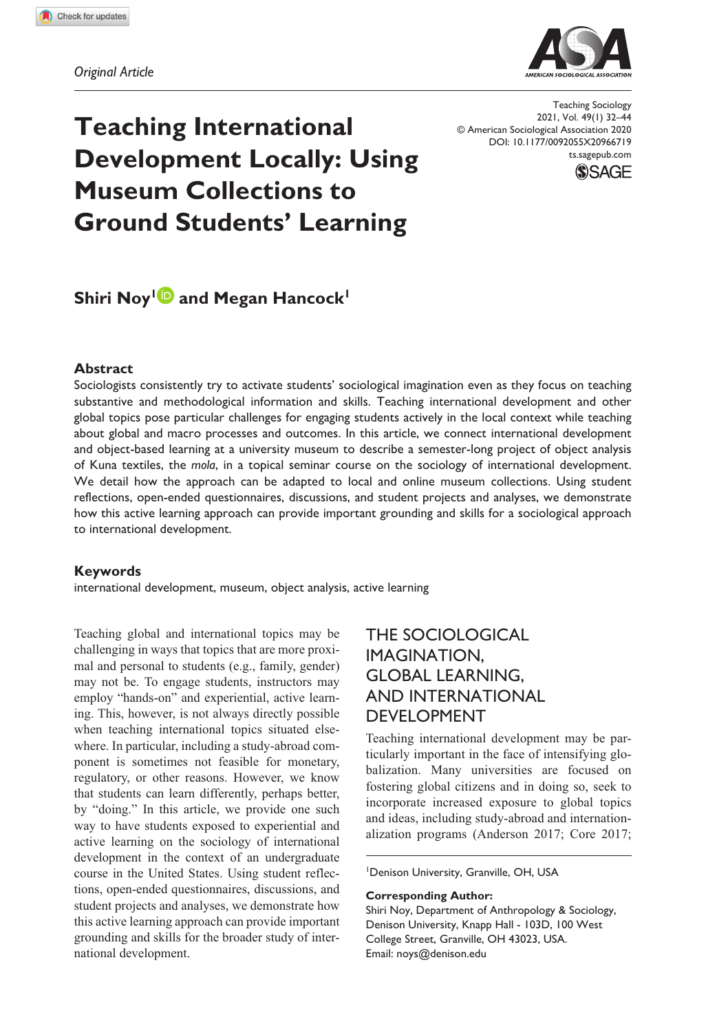*Original Article*

# Teaching International Development Locally: Using Museum Collections to Ground Students' Learning

Teaching Sociology
2021, Vol. 49(1) 32–44
© American Sociological Association 2020
DOI: 10.1177/0092055X20966719
ts.sagepub.com

**Shiri Noy[1] and Megan Hancock[1]**

## Abstract

Sociologists consistently try to activate students' sociological imagination even as they focus on teaching substantive and methodological information and skills. Teaching international development and other global topics pose particular challenges for engaging students actively in the local context while teaching about global and macro processes and outcomes. In this article, we connect international development and object-based learning at a university museum to describe a semester-long project of object analysis of Kuna textiles, the *mola*, in a topical seminar course on the sociology of international development. We detail how the approach can be adapted to local and online museum collections. Using student reflections, open-ended questionnaires, discussions, and student projects and analyses, we demonstrate how this active learning approach can provide important grounding and skills for a sociological approach to international development.

## Keywords

international development, museum, object analysis, active learning

Teaching global and international topics may be challenging in ways that topics that are more proximal and personal to students (e.g., family, gender) may not be. To engage students, instructors may employ "hands-on" and experiential, active learning. This, however, is not always directly possible when teaching international topics situated elsewhere. In particular, including a study-abroad component is sometimes not feasible for monetary, regulatory, or other reasons. However, we know that students can learn differently, perhaps better, by "doing." In this article, we provide one such way to have students exposed to experiential and active learning on the sociology of international development in the context of an undergraduate course in the United States. Using student reflections, open-ended questionnaires, discussions, and student projects and analyses, we demonstrate how this active learning approach can provide important grounding and skills for the broader study of international development.

## THE SOCIOLOGICAL IMAGINATION, GLOBAL LEARNING, AND INTERNATIONAL DEVELOPMENT

Teaching international development may be particularly important in the face of intensifying globalization. Many universities are focused on fostering global citizens and in doing so, seek to incorporate increased exposure to global topics and ideas, including study-abroad and internationalization programs (Anderson 2017; Core 2017;

[1]Denison University, Granville, OH, USA

**Corresponding Author:**
Shiri Noy, Department of Anthropology & Sociology, Denison University, Knapp Hall - 103D, 100 West College Street, Granville, OH 43023, USA.
Email: noys@denison.edu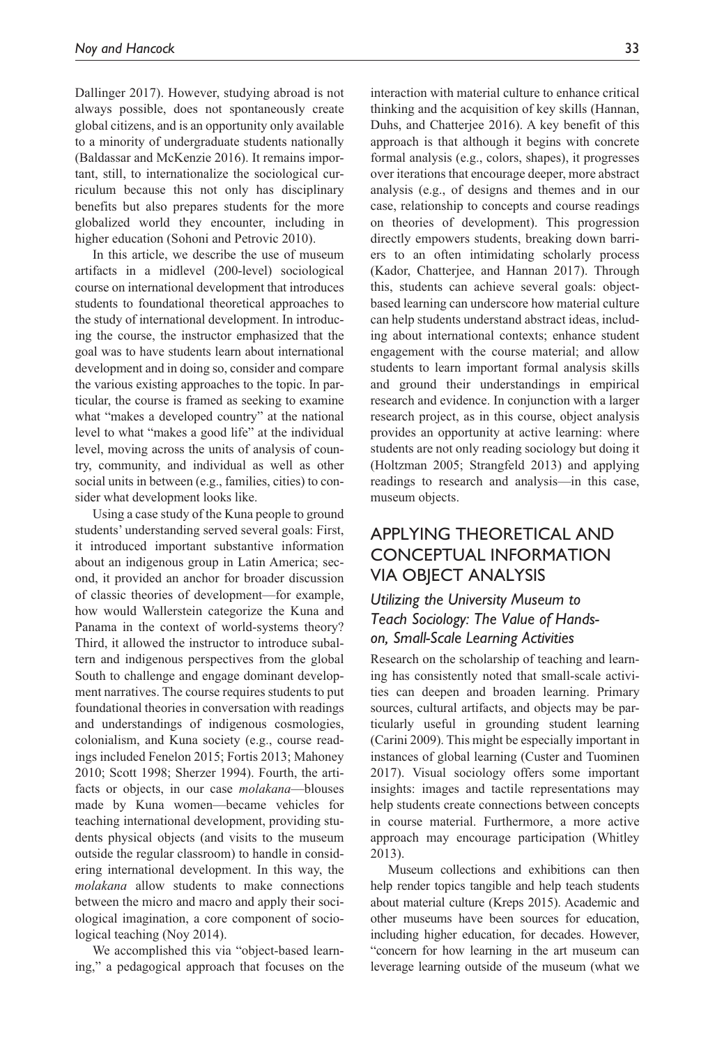Dallinger 2017). However, studying abroad is not always possible, does not spontaneously create global citizens, and is an opportunity only available to a minority of undergraduate students nationally (Baldassar and McKenzie 2016). It remains important, still, to internationalize the sociological curriculum because this not only has disciplinary benefits but also prepares students for the more globalized world they encounter, including in higher education (Sohoni and Petrovic 2010).

In this article, we describe the use of museum artifacts in a midlevel (200-level) sociological course on international development that introduces students to foundational theoretical approaches to the study of international development. In introducing the course, the instructor emphasized that the goal was to have students learn about international development and in doing so, consider and compare the various existing approaches to the topic. In particular, the course is framed as seeking to examine what "makes a developed country" at the national level to what "makes a good life" at the individual level, moving across the units of analysis of country, community, and individual as well as other social units in between (e.g., families, cities) to consider what development looks like.

Using a case study of the Kuna people to ground students' understanding served several goals: First, it introduced important substantive information about an indigenous group in Latin America; second, it provided an anchor for broader discussion of classic theories of development—for example, how would Wallerstein categorize the Kuna and Panama in the context of world-systems theory? Third, it allowed the instructor to introduce subaltern and indigenous perspectives from the global South to challenge and engage dominant development narratives. The course requires students to put foundational theories in conversation with readings and understandings of indigenous cosmologies, colonialism, and Kuna society (e.g., course readings included Fenelon 2015; Fortis 2013; Mahoney 2010; Scott 1998; Sherzer 1994). Fourth, the artifacts or objects, in our case *molakana*—blouses made by Kuna women—became vehicles for teaching international development, providing students physical objects (and visits to the museum outside the regular classroom) to handle in considering international development. In this way, the *molakana* allow students to make connections between the micro and macro and apply their sociological imagination, a core component of sociological teaching (Noy 2014).

We accomplished this via "object-based learning," a pedagogical approach that focuses on the interaction with material culture to enhance critical thinking and the acquisition of key skills (Hannan, Duhs, and Chatterjee 2016). A key benefit of this approach is that although it begins with concrete formal analysis (e.g., colors, shapes), it progresses over iterations that encourage deeper, more abstract analysis (e.g., of designs and themes and in our case, relationship to concepts and course readings on theories of development). This progression directly empowers students, breaking down barriers to an often intimidating scholarly process (Kador, Chatterjee, and Hannan 2017). Through this, students can achieve several goals: object-based learning can underscore how material culture can help students understand abstract ideas, including about international contexts; enhance student engagement with the course material; and allow students to learn important formal analysis skills and ground their understandings in empirical research and evidence. In conjunction with a larger research project, as in this course, object analysis provides an opportunity at active learning: where students are not only reading sociology but doing it (Holtzman 2005; Strangfeld 2013) and applying readings to research and analysis—in this case, museum objects.

## APPLYING THEORETICAL AND CONCEPTUAL INFORMATION VIA OBJECT ANALYSIS

### *Utilizing the University Museum to Teach Sociology: The Value of Hands-on, Small-Scale Learning Activities*

Research on the scholarship of teaching and learning has consistently noted that small-scale activities can deepen and broaden learning. Primary sources, cultural artifacts, and objects may be particularly useful in grounding student learning (Carini 2009). This might be especially important in instances of global learning (Custer and Tuominen 2017). Visual sociology offers some important insights: images and tactile representations may help students create connections between concepts in course material. Furthermore, a more active approach may encourage participation (Whitley 2013).

Museum collections and exhibitions can then help render topics tangible and help teach students about material culture (Kreps 2015). Academic and other museums have been sources for education, including higher education, for decades. However, "concern for how learning in the art museum can leverage learning outside of the museum (what we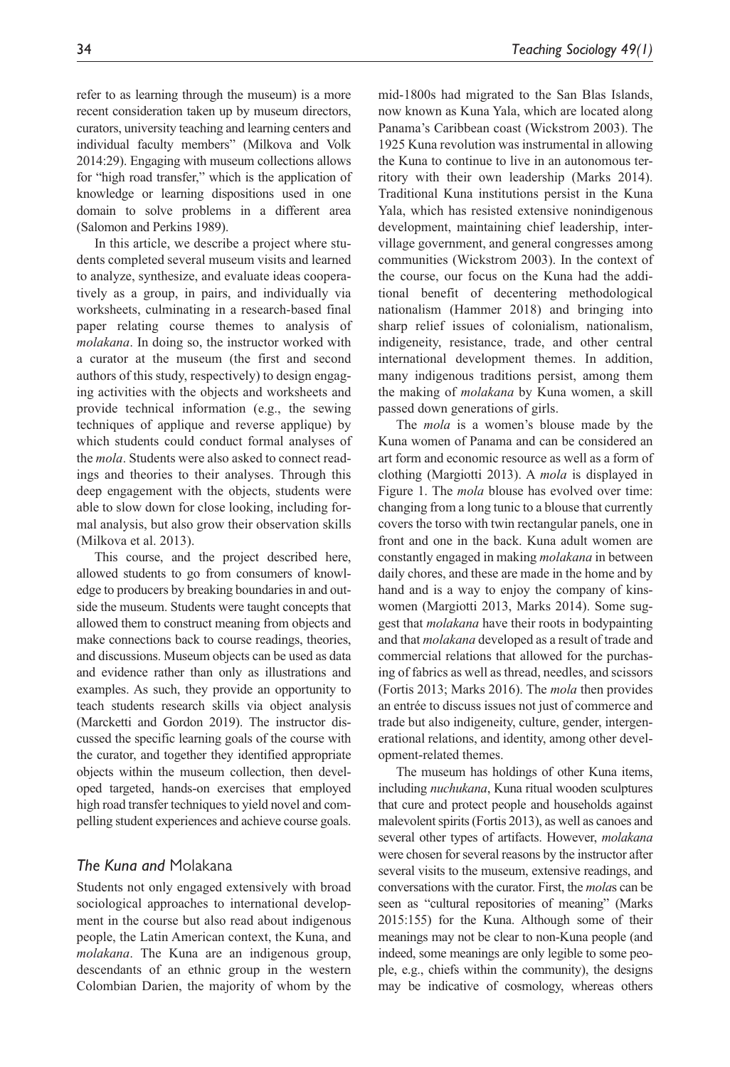refer to as learning through the museum) is a more recent consideration taken up by museum directors, curators, university teaching and learning centers and individual faculty members" (Milkova and Volk 2014:29). Engaging with museum collections allows for "high road transfer," which is the application of knowledge or learning dispositions used in one domain to solve problems in a different area (Salomon and Perkins 1989).

In this article, we describe a project where students completed several museum visits and learned to analyze, synthesize, and evaluate ideas cooperatively as a group, in pairs, and individually via worksheets, culminating in a research-based final paper relating course themes to analysis of *molakana*. In doing so, the instructor worked with a curator at the museum (the first and second authors of this study, respectively) to design engaging activities with the objects and worksheets and provide technical information (e.g., the sewing techniques of applique and reverse applique) by which students could conduct formal analyses of the *mola*. Students were also asked to connect readings and theories to their analyses. Through this deep engagement with the objects, students were able to slow down for close looking, including formal analysis, but also grow their observation skills (Milkova et al. 2013).

This course, and the project described here, allowed students to go from consumers of knowledge to producers by breaking boundaries in and outside the museum. Students were taught concepts that allowed them to construct meaning from objects and make connections back to course readings, theories, and discussions. Museum objects can be used as data and evidence rather than only as illustrations and examples. As such, they provide an opportunity to teach students research skills via object analysis (Marcketti and Gordon 2019). The instructor discussed the specific learning goals of the course with the curator, and together they identified appropriate objects within the museum collection, then developed targeted, hands-on exercises that employed high road transfer techniques to yield novel and compelling student experiences and achieve course goals.

## *The Kuna and* Molakana

Students not only engaged extensively with broad sociological approaches to international development in the course but also read about indigenous people, the Latin American context, the Kuna, and *molakana*. The Kuna are an indigenous group, descendants of an ethnic group in the western Colombian Darien, the majority of whom by the mid-1800s had migrated to the San Blas Islands, now known as Kuna Yala, which are located along Panama's Caribbean coast (Wickstrom 2003). The 1925 Kuna revolution was instrumental in allowing the Kuna to continue to live in an autonomous territory with their own leadership (Marks 2014). Traditional Kuna institutions persist in the Kuna Yala, which has resisted extensive nonindigenous development, maintaining chief leadership, intervillage government, and general congresses among communities (Wickstrom 2003). In the context of the course, our focus on the Kuna had the additional benefit of decentering methodological nationalism (Hammer 2018) and bringing into sharp relief issues of colonialism, nationalism, indigeneity, resistance, trade, and other central international development themes. In addition, many indigenous traditions persist, among them the making of *molakana* by Kuna women, a skill passed down generations of girls.

The *mola* is a women's blouse made by the Kuna women of Panama and can be considered an art form and economic resource as well as a form of clothing (Margiotti 2013). A *mola* is displayed in Figure 1. The *mola* blouse has evolved over time: changing from a long tunic to a blouse that currently covers the torso with twin rectangular panels, one in front and one in the back. Kuna adult women are constantly engaged in making *molakana* in between daily chores, and these are made in the home and by hand and is a way to enjoy the company of kinswomen (Margiotti 2013, Marks 2014). Some suggest that *molakana* have their roots in bodypainting and that *molakana* developed as a result of trade and commercial relations that allowed for the purchasing of fabrics as well as thread, needles, and scissors (Fortis 2013; Marks 2016). The *mola* then provides an entrée to discuss issues not just of commerce and trade but also indigeneity, culture, gender, intergenerational relations, and identity, among other development-related themes.

The museum has holdings of other Kuna items, including *nuchukana*, Kuna ritual wooden sculptures that cure and protect people and households against malevolent spirits (Fortis 2013), as well as canoes and several other types of artifacts. However, *molakana* were chosen for several reasons by the instructor after several visits to the museum, extensive readings, and conversations with the curator. First, the *mola*s can be seen as "cultural repositories of meaning" (Marks 2015:155) for the Kuna. Although some of their meanings may not be clear to non-Kuna people (and indeed, some meanings are only legible to some people, e.g., chiefs within the community), the designs may be indicative of cosmology, whereas others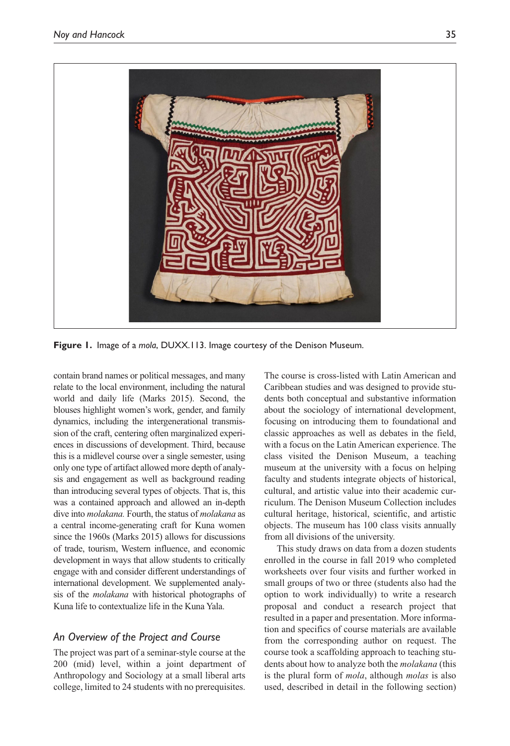**Figure 1.** Image of a *mola*, DUXX.113. Image courtesy of the Denison Museum.

contain brand names or political messages, and many relate to the local environment, including the natural world and daily life (Marks 2015). Second, the blouses highlight women's work, gender, and family dynamics, including the intergenerational transmission of the craft, centering often marginalized experiences in discussions of development. Third, because this is a midlevel course over a single semester, using only one type of artifact allowed more depth of analysis and engagement as well as background reading than introducing several types of objects. That is, this was a contained approach and allowed an in-depth dive into *molakana.* Fourth, the status of *molakana* as a central income-generating craft for Kuna women since the 1960s (Marks 2015) allows for discussions of trade, tourism, Western influence, and economic development in ways that allow students to critically engage with and consider different understandings of international development. We supplemented analysis of the *molakana* with historical photographs of Kuna life to contextualize life in the Kuna Yala.

### An Overview of the Project and Course

The project was part of a seminar-style course at the 200 (mid) level, within a joint department of Anthropology and Sociology at a small liberal arts college, limited to 24 students with no prerequisites. The course is cross-listed with Latin American and Caribbean studies and was designed to provide students both conceptual and substantive information about the sociology of international development, focusing on introducing them to foundational and classic approaches as well as debates in the field, with a focus on the Latin American experience. The class visited the Denison Museum, a teaching museum at the university with a focus on helping faculty and students integrate objects of historical, cultural, and artistic value into their academic curriculum. The Denison Museum Collection includes cultural heritage, historical, scientific, and artistic objects. The museum has 100 class visits annually from all divisions of the university.

This study draws on data from a dozen students enrolled in the course in fall 2019 who completed worksheets over four visits and further worked in small groups of two or three (students also had the option to work individually) to write a research proposal and conduct a research project that resulted in a paper and presentation. More information and specifics of course materials are available from the corresponding author on request. The course took a scaffolding approach to teaching students about how to analyze both the *molakana* (this is the plural form of *mola*, although *molas* is also used, described in detail in the following section)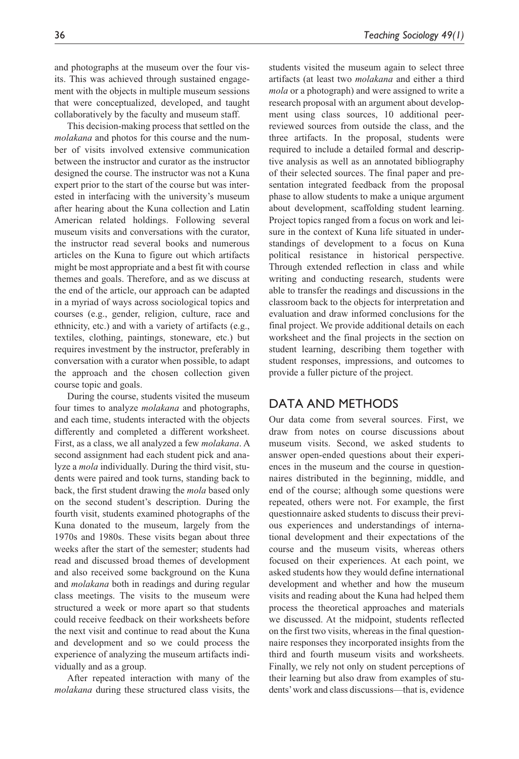and photographs at the museum over the four visits. This was achieved through sustained engagement with the objects in multiple museum sessions that were conceptualized, developed, and taught collaboratively by the faculty and museum staff.

This decision-making process that settled on the *molakana* and photos for this course and the number of visits involved extensive communication between the instructor and curator as the instructor designed the course. The instructor was not a Kuna expert prior to the start of the course but was interested in interfacing with the university's museum after hearing about the Kuna collection and Latin American related holdings. Following several museum visits and conversations with the curator, the instructor read several books and numerous articles on the Kuna to figure out which artifacts might be most appropriate and a best fit with course themes and goals. Therefore, and as we discuss at the end of the article, our approach can be adapted in a myriad of ways across sociological topics and courses (e.g., gender, religion, culture, race and ethnicity, etc.) and with a variety of artifacts (e.g., textiles, clothing, paintings, stoneware, etc.) but requires investment by the instructor, preferably in conversation with a curator when possible, to adapt the approach and the chosen collection given course topic and goals.

During the course, students visited the museum four times to analyze *molakana* and photographs, and each time, students interacted with the objects differently and completed a different worksheet. First, as a class, we all analyzed a few *molakana*. A second assignment had each student pick and analyze a *mola* individually. During the third visit, students were paired and took turns, standing back to back, the first student drawing the *mola* based only on the second student's description. During the fourth visit, students examined photographs of the Kuna donated to the museum, largely from the 1970s and 1980s. These visits began about three weeks after the start of the semester; students had read and discussed broad themes of development and also received some background on the Kuna and *molakana* both in readings and during regular class meetings. The visits to the museum were structured a week or more apart so that students could receive feedback on their worksheets before the next visit and continue to read about the Kuna and development and so we could process the experience of analyzing the museum artifacts individually and as a group.

After repeated interaction with many of the *molakana* during these structured class visits, the students visited the museum again to select three artifacts (at least two *molakana* and either a third *mola* or a photograph) and were assigned to write a research proposal with an argument about development using class sources, 10 additional peer-reviewed sources from outside the class, and the three artifacts. In the proposal, students were required to include a detailed formal and descriptive analysis as well as an annotated bibliography of their selected sources. The final paper and presentation integrated feedback from the proposal phase to allow students to make a unique argument about development, scaffolding student learning. Project topics ranged from a focus on work and leisure in the context of Kuna life situated in understandings of development to a focus on Kuna political resistance in historical perspective. Through extended reflection in class and while writing and conducting research, students were able to transfer the readings and discussions in the classroom back to the objects for interpretation and evaluation and draw informed conclusions for the final project. We provide additional details on each worksheet and the final projects in the section on student learning, describing them together with student responses, impressions, and outcomes to provide a fuller picture of the project.

## DATA AND METHODS

Our data come from several sources. First, we draw from notes on course discussions about museum visits. Second, we asked students to answer open-ended questions about their experiences in the museum and the course in questionnaires distributed in the beginning, middle, and end of the course; although some questions were repeated, others were not. For example, the first questionnaire asked students to discuss their previous experiences and understandings of international development and their expectations of the course and the museum visits, whereas others focused on their experiences. At each point, we asked students how they would define international development and whether and how the museum visits and reading about the Kuna had helped them process the theoretical approaches and materials we discussed. At the midpoint, students reflected on the first two visits, whereas in the final questionnaire responses they incorporated insights from the third and fourth museum visits and worksheets. Finally, we rely not only on student perceptions of their learning but also draw from examples of students' work and class discussions—that is, evidence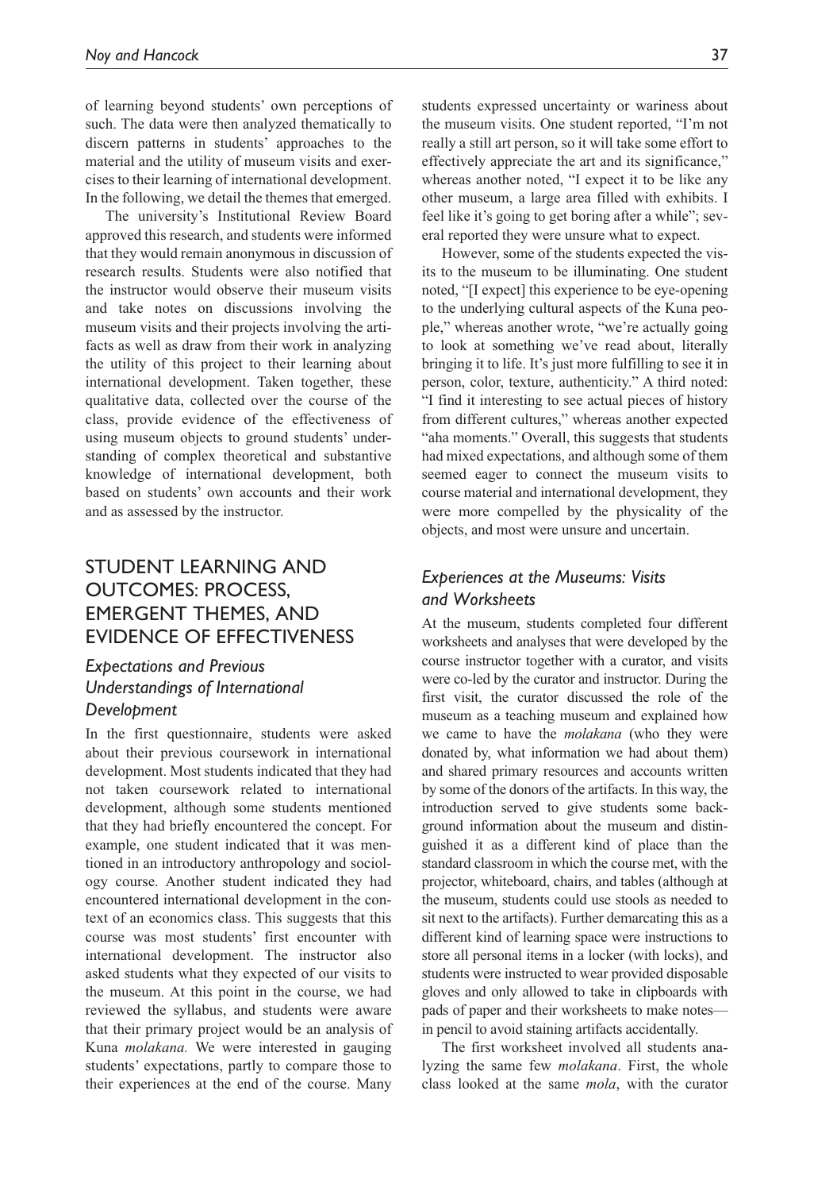of learning beyond students' own perceptions of such. The data were then analyzed thematically to discern patterns in students' approaches to the material and the utility of museum visits and exercises to their learning of international development. In the following, we detail the themes that emerged.

The university's Institutional Review Board approved this research, and students were informed that they would remain anonymous in discussion of research results. Students were also notified that the instructor would observe their museum visits and take notes on discussions involving the museum visits and their projects involving the artifacts as well as draw from their work in analyzing the utility of this project to their learning about international development. Taken together, these qualitative data, collected over the course of the class, provide evidence of the effectiveness of using museum objects to ground students' understanding of complex theoretical and substantive knowledge of international development, both based on students' own accounts and their work and as assessed by the instructor.

## STUDENT LEARNING AND OUTCOMES: PROCESS, EMERGENT THEMES, AND EVIDENCE OF EFFECTIVENESS

### *Expectations and Previous Understandings of International Development*

In the first questionnaire, students were asked about their previous coursework in international development. Most students indicated that they had not taken coursework related to international development, although some students mentioned that they had briefly encountered the concept. For example, one student indicated that it was mentioned in an introductory anthropology and sociology course. Another student indicated they had encountered international development in the context of an economics class. This suggests that this course was most students' first encounter with international development. The instructor also asked students what they expected of our visits to the museum. At this point in the course, we had reviewed the syllabus, and students were aware that their primary project would be an analysis of Kuna *molakana.* We were interested in gauging students' expectations, partly to compare those to their experiences at the end of the course. Many students expressed uncertainty or wariness about the museum visits. One student reported, "I'm not really a still art person, so it will take some effort to effectively appreciate the art and its significance," whereas another noted, "I expect it to be like any other museum, a large area filled with exhibits. I feel like it's going to get boring after a while"; several reported they were unsure what to expect.

However, some of the students expected the visits to the museum to be illuminating. One student noted, "[I expect] this experience to be eye-opening to the underlying cultural aspects of the Kuna people," whereas another wrote, "we're actually going to look at something we've read about, literally bringing it to life. It's just more fulfilling to see it in person, color, texture, authenticity." A third noted: "I find it interesting to see actual pieces of history from different cultures," whereas another expected "aha moments." Overall, this suggests that students had mixed expectations, and although some of them seemed eager to connect the museum visits to course material and international development, they were more compelled by the physicality of the objects, and most were unsure and uncertain.

### *Experiences at the Museums: Visits and Worksheets*

At the museum, students completed four different worksheets and analyses that were developed by the course instructor together with a curator, and visits were co-led by the curator and instructor. During the first visit, the curator discussed the role of the museum as a teaching museum and explained how we came to have the *molakana* (who they were donated by, what information we had about them) and shared primary resources and accounts written by some of the donors of the artifacts. In this way, the introduction served to give students some background information about the museum and distinguished it as a different kind of place than the standard classroom in which the course met, with the projector, whiteboard, chairs, and tables (although at the museum, students could use stools as needed to sit next to the artifacts). Further demarcating this as a different kind of learning space were instructions to store all personal items in a locker (with locks), and students were instructed to wear provided disposable gloves and only allowed to take in clipboards with pads of paper and their worksheets to make notes—in pencil to avoid staining artifacts accidentally.

The first worksheet involved all students analyzing the same few *molakana*. First, the whole class looked at the same *mola*, with the curator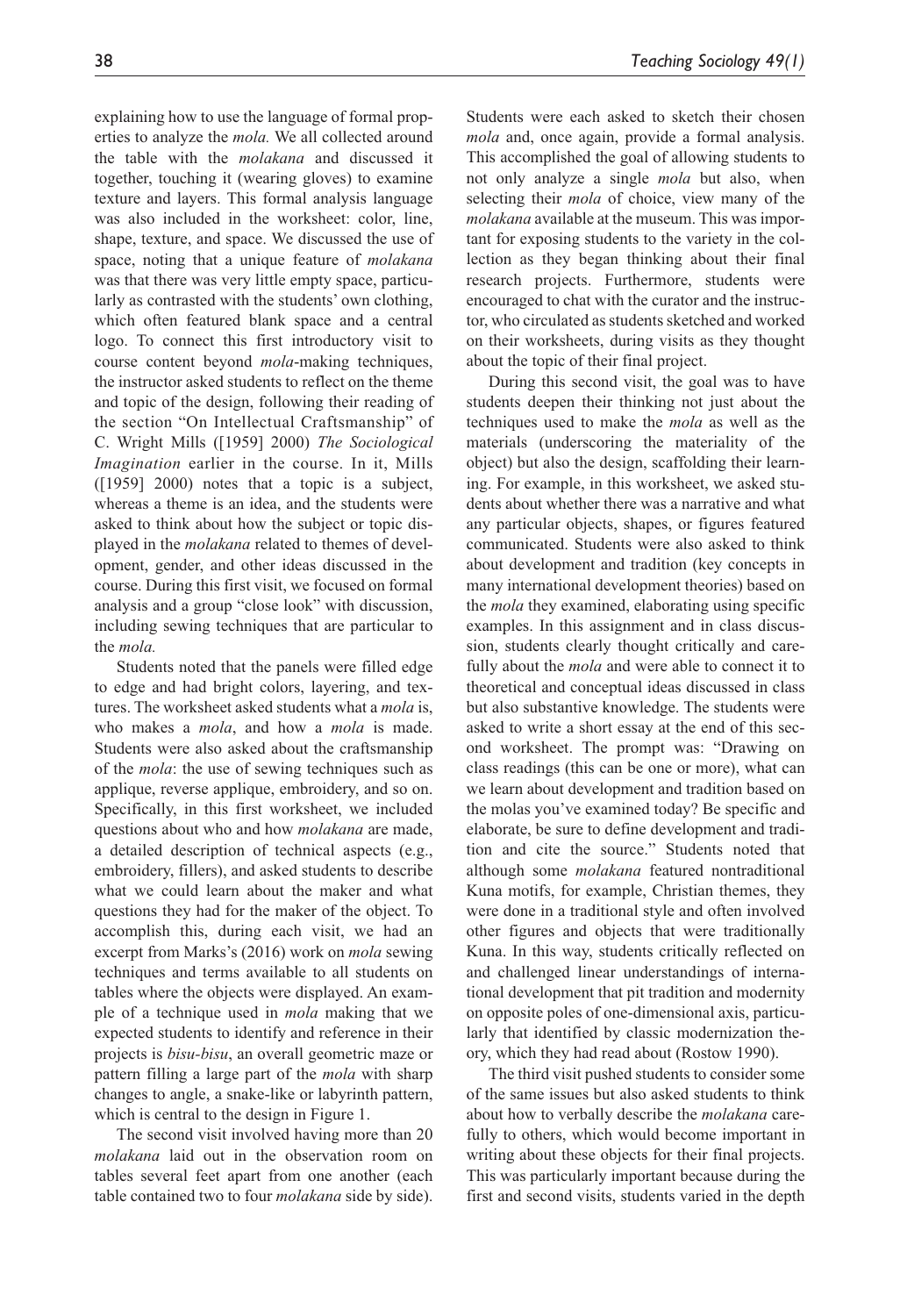explaining how to use the language of formal properties to analyze the *mola.* We all collected around the table with the *molakana* and discussed it together, touching it (wearing gloves) to examine texture and layers. This formal analysis language was also included in the worksheet: color, line, shape, texture, and space. We discussed the use of space, noting that a unique feature of *molakana* was that there was very little empty space, particularly as contrasted with the students' own clothing, which often featured blank space and a central logo. To connect this first introductory visit to course content beyond *mola*-making techniques, the instructor asked students to reflect on the theme and topic of the design, following their reading of the section "On Intellectual Craftsmanship" of C. Wright Mills ([1959] 2000) *The Sociological Imagination* earlier in the course. In it, Mills ([1959] 2000) notes that a topic is a subject, whereas a theme is an idea, and the students were asked to think about how the subject or topic displayed in the *molakana* related to themes of development, gender, and other ideas discussed in the course. During this first visit, we focused on formal analysis and a group "close look" with discussion, including sewing techniques that are particular to the *mola.*

Students noted that the panels were filled edge to edge and had bright colors, layering, and textures. The worksheet asked students what a *mola* is, who makes a *mola*, and how a *mola* is made. Students were also asked about the craftsmanship of the *mola*: the use of sewing techniques such as applique, reverse applique, embroidery, and so on. Specifically, in this first worksheet, we included questions about who and how *molakana* are made, a detailed description of technical aspects (e.g., embroidery, fillers), and asked students to describe what we could learn about the maker and what questions they had for the maker of the object. To accomplish this, during each visit, we had an excerpt from Marks's (2016) work on *mola* sewing techniques and terms available to all students on tables where the objects were displayed. An example of a technique used in *mola* making that we expected students to identify and reference in their projects is *bisu-bisu*, an overall geometric maze or pattern filling a large part of the *mola* with sharp changes to angle, a snake-like or labyrinth pattern, which is central to the design in Figure 1.

The second visit involved having more than 20 *molakana* laid out in the observation room on tables several feet apart from one another (each table contained two to four *molakana* side by side). Students were each asked to sketch their chosen *mola* and, once again, provide a formal analysis. This accomplished the goal of allowing students to not only analyze a single *mola* but also, when selecting their *mola* of choice, view many of the *molakana* available at the museum. This was important for exposing students to the variety in the collection as they began thinking about their final research projects. Furthermore, students were encouraged to chat with the curator and the instructor, who circulated as students sketched and worked on their worksheets, during visits as they thought about the topic of their final project.

During this second visit, the goal was to have students deepen their thinking not just about the techniques used to make the *mola* as well as the materials (underscoring the materiality of the object) but also the design, scaffolding their learning. For example, in this worksheet, we asked students about whether there was a narrative and what any particular objects, shapes, or figures featured communicated. Students were also asked to think about development and tradition (key concepts in many international development theories) based on the *mola* they examined, elaborating using specific examples. In this assignment and in class discussion, students clearly thought critically and carefully about the *mola* and were able to connect it to theoretical and conceptual ideas discussed in class but also substantive knowledge. The students were asked to write a short essay at the end of this second worksheet. The prompt was: "Drawing on class readings (this can be one or more), what can we learn about development and tradition based on the molas you've examined today? Be specific and elaborate, be sure to define development and tradition and cite the source." Students noted that although some *molakana* featured nontraditional Kuna motifs, for example, Christian themes, they were done in a traditional style and often involved other figures and objects that were traditionally Kuna. In this way, students critically reflected on and challenged linear understandings of international development that pit tradition and modernity on opposite poles of one-dimensional axis, particularly that identified by classic modernization theory, which they had read about (Rostow 1990).

The third visit pushed students to consider some of the same issues but also asked students to think about how to verbally describe the *molakana* carefully to others, which would become important in writing about these objects for their final projects. This was particularly important because during the first and second visits, students varied in the depth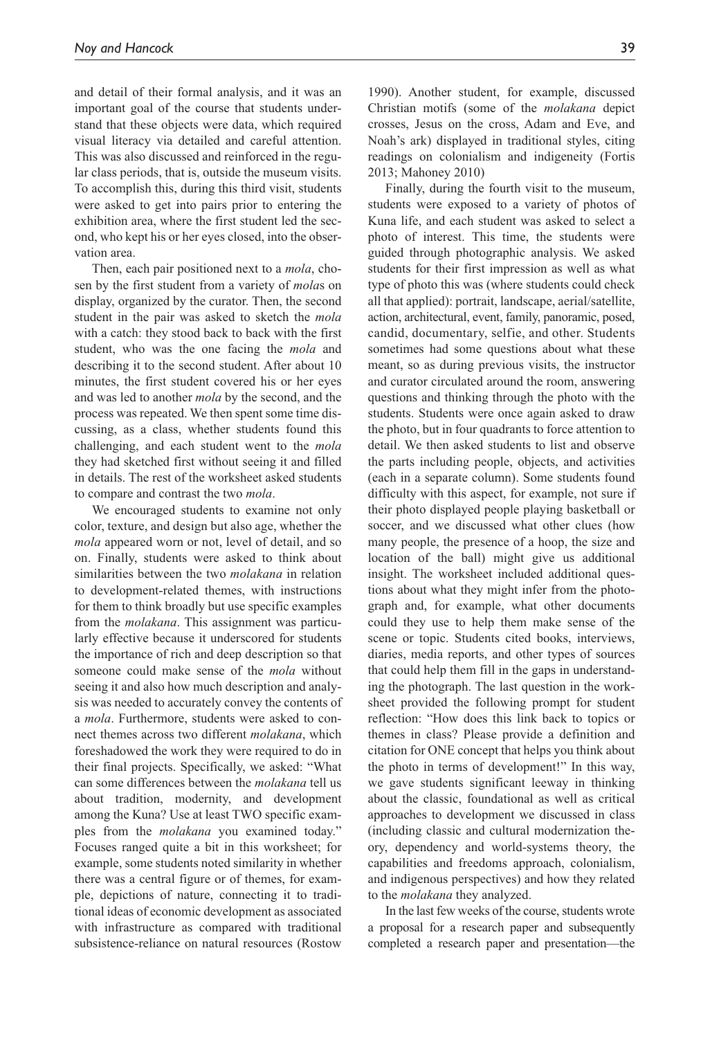and detail of their formal analysis, and it was an important goal of the course that students understand that these objects were data, which required visual literacy via detailed and careful attention. This was also discussed and reinforced in the regular class periods, that is, outside the museum visits. To accomplish this, during this third visit, students were asked to get into pairs prior to entering the exhibition area, where the first student led the second, who kept his or her eyes closed, into the observation area.

Then, each pair positioned next to a *mola*, chosen by the first student from a variety of *mola*s on display, organized by the curator. Then, the second student in the pair was asked to sketch the *mola* with a catch: they stood back to back with the first student, who was the one facing the *mola* and describing it to the second student. After about 10 minutes, the first student covered his or her eyes and was led to another *mola* by the second, and the process was repeated. We then spent some time discussing, as a class, whether students found this challenging, and each student went to the *mola* they had sketched first without seeing it and filled in details. The rest of the worksheet asked students to compare and contrast the two *mola*.

We encouraged students to examine not only color, texture, and design but also age, whether the *mola* appeared worn or not, level of detail, and so on. Finally, students were asked to think about similarities between the two *molakana* in relation to development-related themes, with instructions for them to think broadly but use specific examples from the *molakana*. This assignment was particularly effective because it underscored for students the importance of rich and deep description so that someone could make sense of the *mola* without seeing it and also how much description and analysis was needed to accurately convey the contents of a *mola*. Furthermore, students were asked to connect themes across two different *molakana*, which foreshadowed the work they were required to do in their final projects. Specifically, we asked: "What can some differences between the *molakana* tell us about tradition, modernity, and development among the Kuna? Use at least TWO specific examples from the *molakana* you examined today." Focuses ranged quite a bit in this worksheet; for example, some students noted similarity in whether there was a central figure or of themes, for example, depictions of nature, connecting it to traditional ideas of economic development as associated with infrastructure as compared with traditional subsistence-reliance on natural resources (Rostow 1990). Another student, for example, discussed Christian motifs (some of the *molakana* depict crosses, Jesus on the cross, Adam and Eve, and Noah's ark) displayed in traditional styles, citing readings on colonialism and indigeneity (Fortis 2013; Mahoney 2010)

Finally, during the fourth visit to the museum, students were exposed to a variety of photos of Kuna life, and each student was asked to select a photo of interest. This time, the students were guided through photographic analysis. We asked students for their first impression as well as what type of photo this was (where students could check all that applied): portrait, landscape, aerial/satellite, action, architectural, event, family, panoramic, posed, candid, documentary, selfie, and other. Students sometimes had some questions about what these meant, so as during previous visits, the instructor and curator circulated around the room, answering questions and thinking through the photo with the students. Students were once again asked to draw the photo, but in four quadrants to force attention to detail. We then asked students to list and observe the parts including people, objects, and activities (each in a separate column). Some students found difficulty with this aspect, for example, not sure if their photo displayed people playing basketball or soccer, and we discussed what other clues (how many people, the presence of a hoop, the size and location of the ball) might give us additional insight. The worksheet included additional questions about what they might infer from the photograph and, for example, what other documents could they use to help them make sense of the scene or topic. Students cited books, interviews, diaries, media reports, and other types of sources that could help them fill in the gaps in understanding the photograph. The last question in the worksheet provided the following prompt for student reflection: "How does this link back to topics or themes in class? Please provide a definition and citation for ONE concept that helps you think about the photo in terms of development!" In this way, we gave students significant leeway in thinking about the classic, foundational as well as critical approaches to development we discussed in class (including classic and cultural modernization theory, dependency and world-systems theory, the capabilities and freedoms approach, colonialism, and indigenous perspectives) and how they related to the *molakana* they analyzed.

In the last few weeks of the course, students wrote a proposal for a research paper and subsequently completed a research paper and presentation—the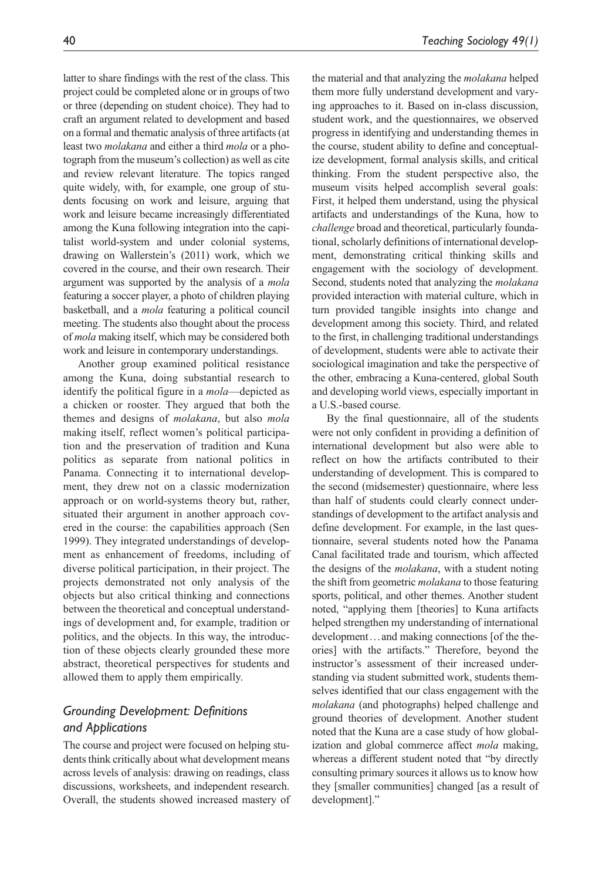latter to share findings with the rest of the class. This project could be completed alone or in groups of two or three (depending on student choice). They had to craft an argument related to development and based on a formal and thematic analysis of three artifacts (at least two *molakana* and either a third *mola* or a photograph from the museum's collection) as well as cite and review relevant literature. The topics ranged quite widely, with, for example, one group of students focusing on work and leisure, arguing that work and leisure became increasingly differentiated among the Kuna following integration into the capitalist world-system and under colonial systems, drawing on Wallerstein's (2011) work, which we covered in the course, and their own research. Their argument was supported by the analysis of a *mola* featuring a soccer player, a photo of children playing basketball, and a *mola* featuring a political council meeting. The students also thought about the process of *mola* making itself, which may be considered both work and leisure in contemporary understandings.

Another group examined political resistance among the Kuna, doing substantial research to identify the political figure in a *mola*—depicted as a chicken or rooster. They argued that both the themes and designs of *molakana*, but also *mola* making itself, reflect women's political participation and the preservation of tradition and Kuna politics as separate from national politics in Panama. Connecting it to international development, they drew not on a classic modernization approach or on world-systems theory but, rather, situated their argument in another approach covered in the course: the capabilities approach (Sen 1999). They integrated understandings of development as enhancement of freedoms, including of diverse political participation, in their project. The projects demonstrated not only analysis of the objects but also critical thinking and connections between the theoretical and conceptual understandings of development and, for example, tradition or politics, and the objects. In this way, the introduction of these objects clearly grounded these more abstract, theoretical perspectives for students and allowed them to apply them empirically.

## *Grounding Development: Definitions and Applications*

The course and project were focused on helping students think critically about what development means across levels of analysis: drawing on readings, class discussions, worksheets, and independent research. Overall, the students showed increased mastery of the material and that analyzing the *molakana* helped them more fully understand development and varying approaches to it. Based on in-class discussion, student work, and the questionnaires, we observed progress in identifying and understanding themes in the course, student ability to define and conceptualize development, formal analysis skills, and critical thinking. From the student perspective also, the museum visits helped accomplish several goals: First, it helped them understand, using the physical artifacts and understandings of the Kuna, how to *challenge* broad and theoretical, particularly foundational, scholarly definitions of international development, demonstrating critical thinking skills and engagement with the sociology of development. Second, students noted that analyzing the *molakana* provided interaction with material culture, which in turn provided tangible insights into change and development among this society. Third, and related to the first, in challenging traditional understandings of development, students were able to activate their sociological imagination and take the perspective of the other, embracing a Kuna-centered, global South and developing world views, especially important in a U.S.-based course.

By the final questionnaire, all of the students were not only confident in providing a definition of international development but also were able to reflect on how the artifacts contributed to their understanding of development. This is compared to the second (midsemester) questionnaire, where less than half of students could clearly connect understandings of development to the artifact analysis and define development. For example, in the last questionnaire, several students noted how the Panama Canal facilitated trade and tourism, which affected the designs of the *molakana*, with a student noting the shift from geometric *molakana* to those featuring sports, political, and other themes. Another student noted, "applying them [theories] to Kuna artifacts helped strengthen my understanding of international development…and making connections [of the theories] with the artifacts." Therefore, beyond the instructor's assessment of their increased understanding via student submitted work, students themselves identified that our class engagement with the *molakana* (and photographs) helped challenge and ground theories of development. Another student noted that the Kuna are a case study of how globalization and global commerce affect *mola* making, whereas a different student noted that "by directly consulting primary sources it allows us to know how they [smaller communities] changed [as a result of development]."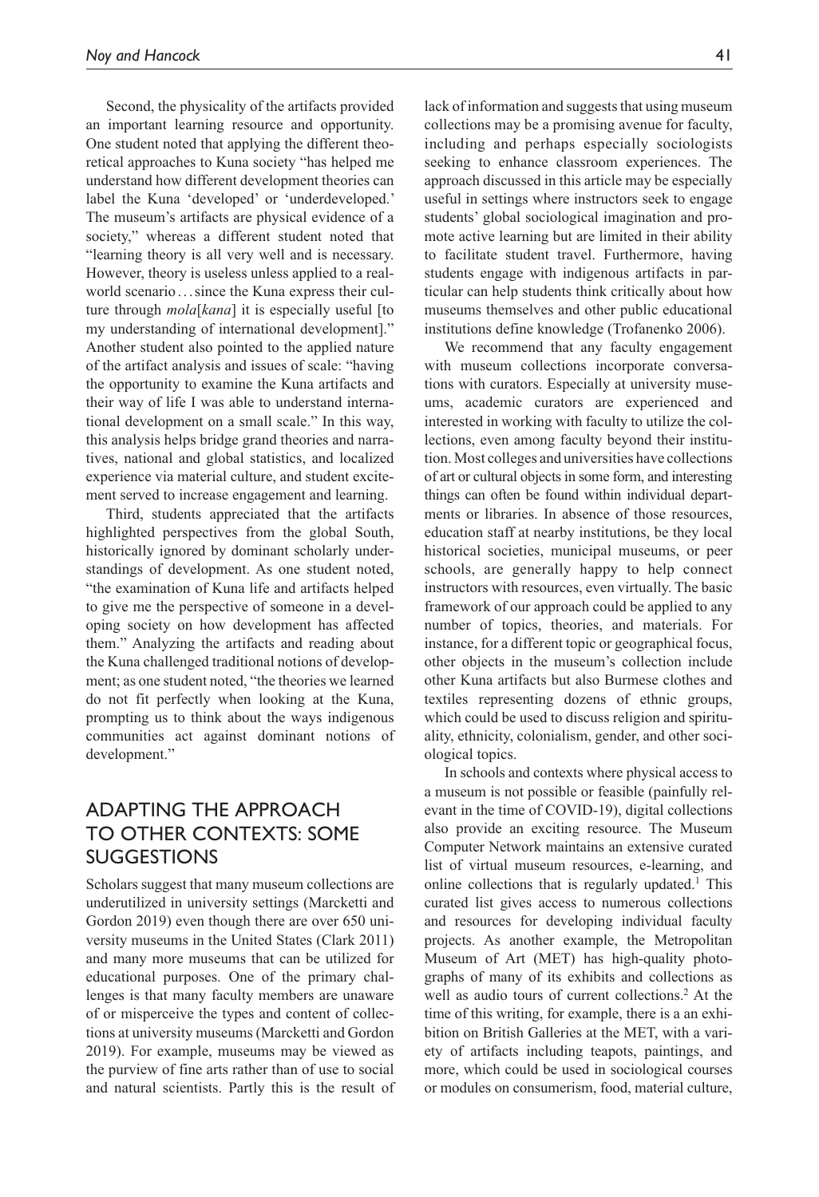Second, the physicality of the artifacts provided an important learning resource and opportunity. One student noted that applying the different theoretical approaches to Kuna society "has helped me understand how different development theories can label the Kuna 'developed' or 'underdeveloped.' The museum's artifacts are physical evidence of a society," whereas a different student noted that "learning theory is all very well and is necessary. However, theory is useless unless applied to a real-world scenario . . . since the Kuna express their culture through *mola*[*kana*] it is especially useful [to my understanding of international development]." Another student also pointed to the applied nature of the artifact analysis and issues of scale: "having the opportunity to examine the Kuna artifacts and their way of life I was able to understand international development on a small scale." In this way, this analysis helps bridge grand theories and narratives, national and global statistics, and localized experience via material culture, and student excitement served to increase engagement and learning.

Third, students appreciated that the artifacts highlighted perspectives from the global South, historically ignored by dominant scholarly understandings of development. As one student noted, "the examination of Kuna life and artifacts helped to give me the perspective of someone in a developing society on how development has affected them." Analyzing the artifacts and reading about the Kuna challenged traditional notions of development; as one student noted, "the theories we learned do not fit perfectly when looking at the Kuna, prompting us to think about the ways indigenous communities act against dominant notions of development."

## ADAPTING THE APPROACH TO OTHER CONTEXTS: SOME SUGGESTIONS

Scholars suggest that many museum collections are underutilized in university settings (Marcketti and Gordon 2019) even though there are over 650 university museums in the United States (Clark 2011) and many more museums that can be utilized for educational purposes. One of the primary challenges is that many faculty members are unaware of or misperceive the types and content of collections at university museums (Marcketti and Gordon 2019). For example, museums may be viewed as the purview of fine arts rather than of use to social and natural scientists. Partly this is the result of lack of information and suggests that using museum collections may be a promising avenue for faculty, including and perhaps especially sociologists seeking to enhance classroom experiences. The approach discussed in this article may be especially useful in settings where instructors seek to engage students' global sociological imagination and promote active learning but are limited in their ability to facilitate student travel. Furthermore, having students engage with indigenous artifacts in particular can help students think critically about how museums themselves and other public educational institutions define knowledge (Trofanenko 2006).

We recommend that any faculty engagement with museum collections incorporate conversations with curators. Especially at university museums, academic curators are experienced and interested in working with faculty to utilize the collections, even among faculty beyond their institution. Most colleges and universities have collections of art or cultural objects in some form, and interesting things can often be found within individual departments or libraries. In absence of those resources, education staff at nearby institutions, be they local historical societies, municipal museums, or peer schools, are generally happy to help connect instructors with resources, even virtually. The basic framework of our approach could be applied to any number of topics, theories, and materials. For instance, for a different topic or geographical focus, other objects in the museum's collection include other Kuna artifacts but also Burmese clothes and textiles representing dozens of ethnic groups, which could be used to discuss religion and spirituality, ethnicity, colonialism, gender, and other sociological topics.

In schools and contexts where physical access to a museum is not possible or feasible (painfully relevant in the time of COVID-19), digital collections also provide an exciting resource. The Museum Computer Network maintains an extensive curated list of virtual museum resources, e-learning, and online collections that is regularly updated.[1] This curated list gives access to numerous collections and resources for developing individual faculty projects. As another example, the Metropolitan Museum of Art (MET) has high-quality photographs of many of its exhibits and collections as well as audio tours of current collections.[2] At the time of this writing, for example, there is a an exhibition on British Galleries at the MET, with a variety of artifacts including teapots, paintings, and more, which could be used in sociological courses or modules on consumerism, food, material culture,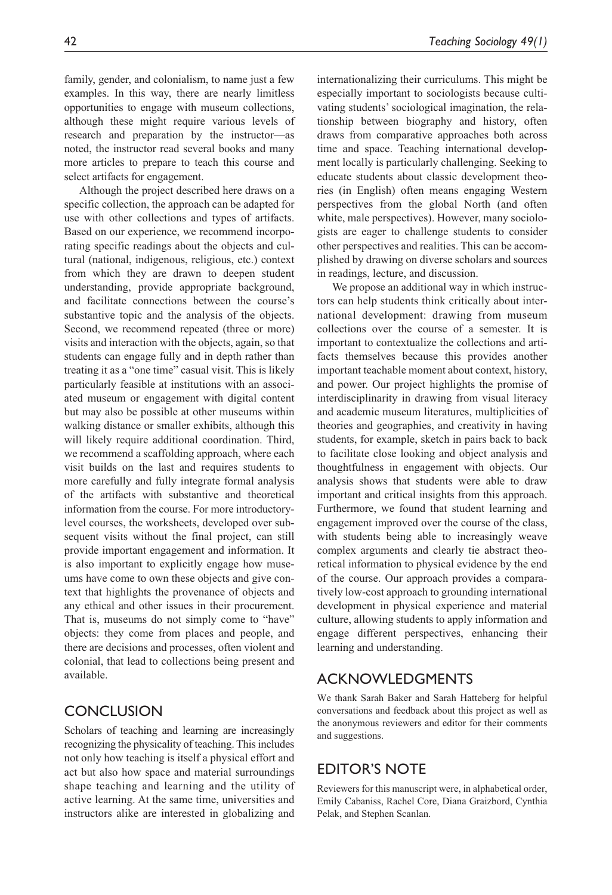family, gender, and colonialism, to name just a few examples. In this way, there are nearly limitless opportunities to engage with museum collections, although these might require various levels of research and preparation by the instructor—as noted, the instructor read several books and many more articles to prepare to teach this course and select artifacts for engagement.

Although the project described here draws on a specific collection, the approach can be adapted for use with other collections and types of artifacts. Based on our experience, we recommend incorporating specific readings about the objects and cultural (national, indigenous, religious, etc.) context from which they are drawn to deepen student understanding, provide appropriate background, and facilitate connections between the course's substantive topic and the analysis of the objects. Second, we recommend repeated (three or more) visits and interaction with the objects, again, so that students can engage fully and in depth rather than treating it as a "one time" casual visit. This is likely particularly feasible at institutions with an associated museum or engagement with digital content but may also be possible at other museums within walking distance or smaller exhibits, although this will likely require additional coordination. Third, we recommend a scaffolding approach, where each visit builds on the last and requires students to more carefully and fully integrate formal analysis of the artifacts with substantive and theoretical information from the course. For more introductory-level courses, the worksheets, developed over subsequent visits without the final project, can still provide important engagement and information. It is also important to explicitly engage how museums have come to own these objects and give context that highlights the provenance of objects and any ethical and other issues in their procurement. That is, museums do not simply come to "have" objects: they come from places and people, and there are decisions and processes, often violent and colonial, that lead to collections being present and available.

## CONCLUSION

Scholars of teaching and learning are increasingly recognizing the physicality of teaching. This includes not only how teaching is itself a physical effort and act but also how space and material surroundings shape teaching and learning and the utility of active learning. At the same time, universities and instructors alike are interested in globalizing and internationalizing their curriculums. This might be especially important to sociologists because cultivating students' sociological imagination, the relationship between biography and history, often draws from comparative approaches both across time and space. Teaching international development locally is particularly challenging. Seeking to educate students about classic development theories (in English) often means engaging Western perspectives from the global North (and often white, male perspectives). However, many sociologists are eager to challenge students to consider other perspectives and realities. This can be accomplished by drawing on diverse scholars and sources in readings, lecture, and discussion.

We propose an additional way in which instructors can help students think critically about international development: drawing from museum collections over the course of a semester. It is important to contextualize the collections and artifacts themselves because this provides another important teachable moment about context, history, and power. Our project highlights the promise of interdisciplinarity in drawing from visual literacy and academic museum literatures, multiplicities of theories and geographies, and creativity in having students, for example, sketch in pairs back to back to facilitate close looking and object analysis and thoughtfulness in engagement with objects. Our analysis shows that students were able to draw important and critical insights from this approach. Furthermore, we found that student learning and engagement improved over the course of the class, with students being able to increasingly weave complex arguments and clearly tie abstract theoretical information to physical evidence by the end of the course. Our approach provides a comparatively low-cost approach to grounding international development in physical experience and material culture, allowing students to apply information and engage different perspectives, enhancing their learning and understanding.

## ACKNOWLEDGMENTS

We thank Sarah Baker and Sarah Hatteberg for helpful conversations and feedback about this project as well as the anonymous reviewers and editor for their comments and suggestions.

## EDITOR'S NOTE

Reviewers for this manuscript were, in alphabetical order, Emily Cabaniss, Rachel Core, Diana Graizbord, Cynthia Pelak, and Stephen Scanlan.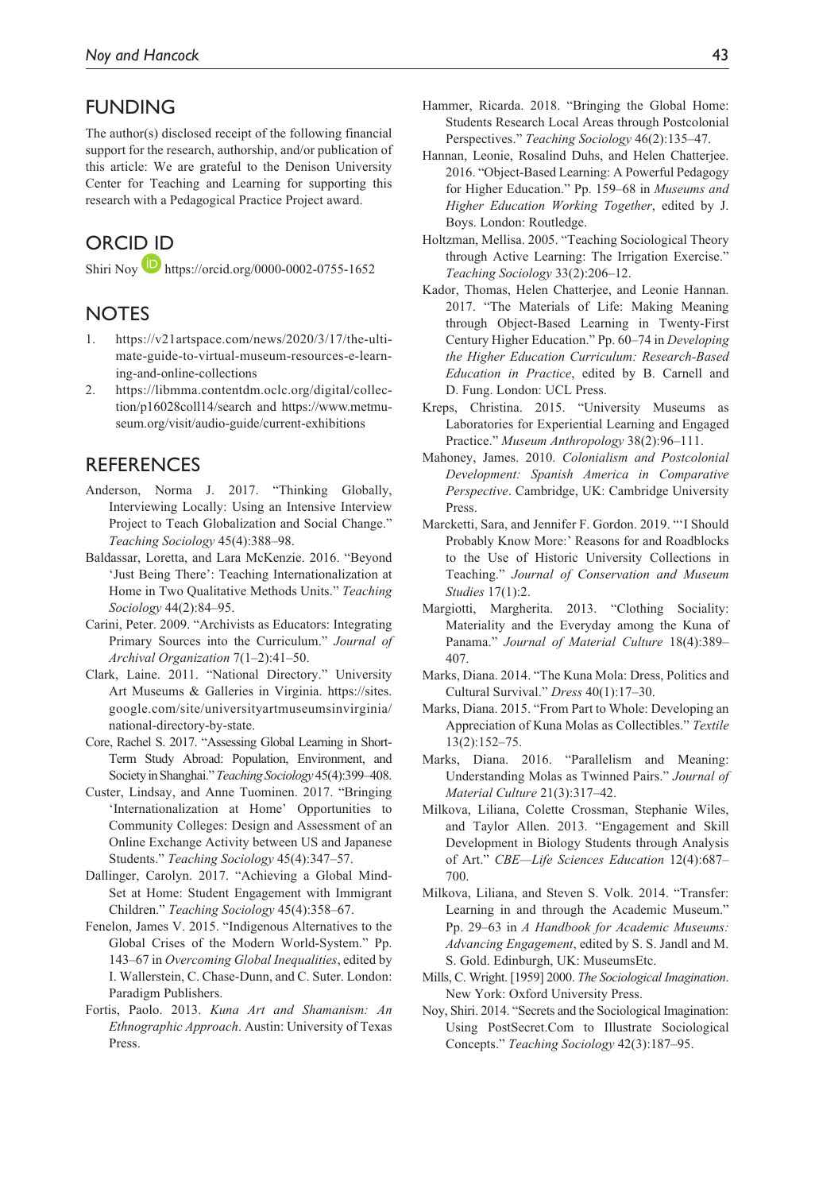## FUNDING

The author(s) disclosed receipt of the following financial support for the research, authorship, and/or publication of this article: We are grateful to the Denison University Center for Teaching and Learning for supporting this research with a Pedagogical Practice Project award.

## ORCID iD

Shiri Noy https://orcid.org/0000-0002-0755-1652

## NOTES

1. https://v21artspace.com/news/2020/3/17/the-ultimate-guide-to-virtual-museum-resources-e-learning-and-online-collections
2. https://libmma.contentdm.oclc.org/digital/collection/p16028coll14/search and https://www.metmuseum.org/visit/audio-guide/current-exhibitions

## REFERENCES

Anderson, Norma J. 2017. "Thinking Globally, Interviewing Locally: Using an Intensive Interview Project to Teach Globalization and Social Change." *Teaching Sociology* 45(4):388–98.

Baldassar, Loretta, and Lara McKenzie. 2016. "Beyond 'Just Being There': Teaching Internationalization at Home in Two Qualitative Methods Units." *Teaching Sociology* 44(2):84–95.

Carini, Peter. 2009. "Archivists as Educators: Integrating Primary Sources into the Curriculum." *Journal of Archival Organization* 7(1–2):41–50.

Clark, Laine. 2011. "National Directory." University Art Museums & Galleries in Virginia. https://sites.google.com/site/universityartmuseumsinvirginia/national-directory-by-state.

Core, Rachel S. 2017. "Assessing Global Learning in Short-Term Study Abroad: Population, Environment, and Society in Shanghai." *Teaching Sociology* 45(4):399–408.

Custer, Lindsay, and Anne Tuominen. 2017. "Bringing 'Internationalization at Home' Opportunities to Community Colleges: Design and Assessment of an Online Exchange Activity between US and Japanese Students." *Teaching Sociology* 45(4):347–57.

Dallinger, Carolyn. 2017. "Achieving a Global Mind-Set at Home: Student Engagement with Immigrant Children." *Teaching Sociology* 45(4):358–67.

Fenelon, James V. 2015. "Indigenous Alternatives to the Global Crises of the Modern World-System." Pp. 143–67 in *Overcoming Global Inequalities*, edited by I. Wallerstein, C. Chase-Dunn, and C. Suter. London: Paradigm Publishers.

Fortis, Paolo. 2013. *Kuna Art and Shamanism: An Ethnographic Approach*. Austin: University of Texas Press.

Hammer, Ricarda. 2018. "Bringing the Global Home: Students Research Local Areas through Postcolonial Perspectives." *Teaching Sociology* 46(2):135–47.

Hannan, Leonie, Rosalind Duhs, and Helen Chatterjee. 2016. "Object-Based Learning: A Powerful Pedagogy for Higher Education." Pp. 159–68 in *Museums and Higher Education Working Together*, edited by J. Boys. London: Routledge.

Holtzman, Mellisa. 2005. "Teaching Sociological Theory through Active Learning: The Irrigation Exercise." *Teaching Sociology* 33(2):206–12.

Kador, Thomas, Helen Chatterjee, and Leonie Hannan. 2017. "The Materials of Life: Making Meaning through Object-Based Learning in Twenty-First Century Higher Education." Pp. 60–74 in *Developing the Higher Education Curriculum: Research-Based Education in Practice*, edited by B. Carnell and D. Fung. London: UCL Press.

Kreps, Christina. 2015. "University Museums as Laboratories for Experiential Learning and Engaged Practice." *Museum Anthropology* 38(2):96–111.

Mahoney, James. 2010. *Colonialism and Postcolonial Development: Spanish America in Comparative Perspective*. Cambridge, UK: Cambridge University Press.

Marcketti, Sara, and Jennifer F. Gordon. 2019. "'I Should Probably Know More:' Reasons for and Roadblocks to the Use of Historic University Collections in Teaching." *Journal of Conservation and Museum Studies* 17(1):2.

Margiotti, Margherita. 2013. "Clothing Sociality: Materiality and the Everyday among the Kuna of Panama." *Journal of Material Culture* 18(4):389–407.

Marks, Diana. 2014. "The Kuna Mola: Dress, Politics and Cultural Survival." *Dress* 40(1):17–30.

Marks, Diana. 2015. "From Part to Whole: Developing an Appreciation of Kuna Molas as Collectibles." *Textile* 13(2):152–75.

Marks, Diana. 2016. "Parallelism and Meaning: Understanding Molas as Twinned Pairs." *Journal of Material Culture* 21(3):317–42.

Milkova, Liliana, Colette Crossman, Stephanie Wiles, and Taylor Allen. 2013. "Engagement and Skill Development in Biology Students through Analysis of Art." *CBE—Life Sciences Education* 12(4):687–700.

Milkova, Liliana, and Steven S. Volk. 2014. "Transfer: Learning in and through the Academic Museum." Pp. 29–63 in *A Handbook for Academic Museums: Advancing Engagement*, edited by S. S. Jandl and M. S. Gold. Edinburgh, UK: MuseumsEtc.

Mills, C. Wright. [1959] 2000. *The Sociological Imagination*. New York: Oxford University Press.

Noy, Shiri. 2014. "Secrets and the Sociological Imagination: Using PostSecret.Com to Illustrate Sociological Concepts." *Teaching Sociology* 42(3):187–95.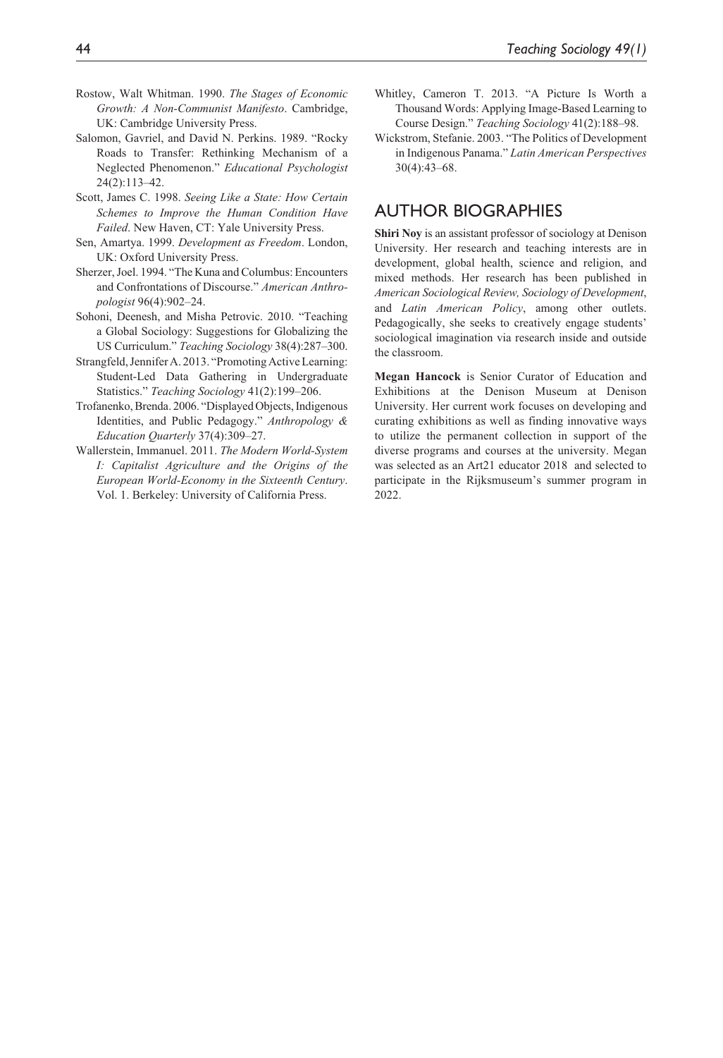Rostow, Walt Whitman. 1990. *The Stages of Economic Growth: A Non-Communist Manifesto*. Cambridge, UK: Cambridge University Press.

Salomon, Gavriel, and David N. Perkins. 1989. "Rocky Roads to Transfer: Rethinking Mechanism of a Neglected Phenomenon." *Educational Psychologist* 24(2):113–42.

Scott, James C. 1998. *Seeing Like a State: How Certain Schemes to Improve the Human Condition Have Failed*. New Haven, CT: Yale University Press.

Sen, Amartya. 1999. *Development as Freedom*. London, UK: Oxford University Press.

Sherzer, Joel. 1994. "The Kuna and Columbus: Encounters and Confrontations of Discourse." *American Anthropologist* 96(4):902–24.

Sohoni, Deenesh, and Misha Petrovic. 2010. "Teaching a Global Sociology: Suggestions for Globalizing the US Curriculum." *Teaching Sociology* 38(4):287–300.

Strangfeld, Jennifer A. 2013. "Promoting Active Learning: Student-Led Data Gathering in Undergraduate Statistics." *Teaching Sociology* 41(2):199–206.

Trofanenko, Brenda. 2006. "Displayed Objects, Indigenous Identities, and Public Pedagogy." *Anthropology & Education Quarterly* 37(4):309–27.

Wallerstein, Immanuel. 2011. *The Modern World-System I: Capitalist Agriculture and the Origins of the European World-Economy in the Sixteenth Century*. Vol. 1. Berkeley: University of California Press.

Whitley, Cameron T. 2013. "A Picture Is Worth a Thousand Words: Applying Image-Based Learning to Course Design." *Teaching Sociology* 41(2):188–98.

Wickstrom, Stefanie. 2003. "The Politics of Development in Indigenous Panama." *Latin American Perspectives* 30(4):43–68.

## AUTHOR BIOGRAPHIES

**Shiri Noy** is an assistant professor of sociology at Denison University. Her research and teaching interests are in development, global health, science and religion, and mixed methods. Her research has been published in *American Sociological Review, Sociology of Development*, and *Latin American Policy*, among other outlets. Pedagogically, she seeks to creatively engage students' sociological imagination via research inside and outside the classroom.

**Megan Hancock** is Senior Curator of Education and Exhibitions at the Denison Museum at Denison University. Her current work focuses on developing and curating exhibitions as well as finding innovative ways to utilize the permanent collection in support of the diverse programs and courses at the university. Megan was selected as an Art21 educator 2018 and selected to participate in the Rijksmuseum's summer program in 2022.